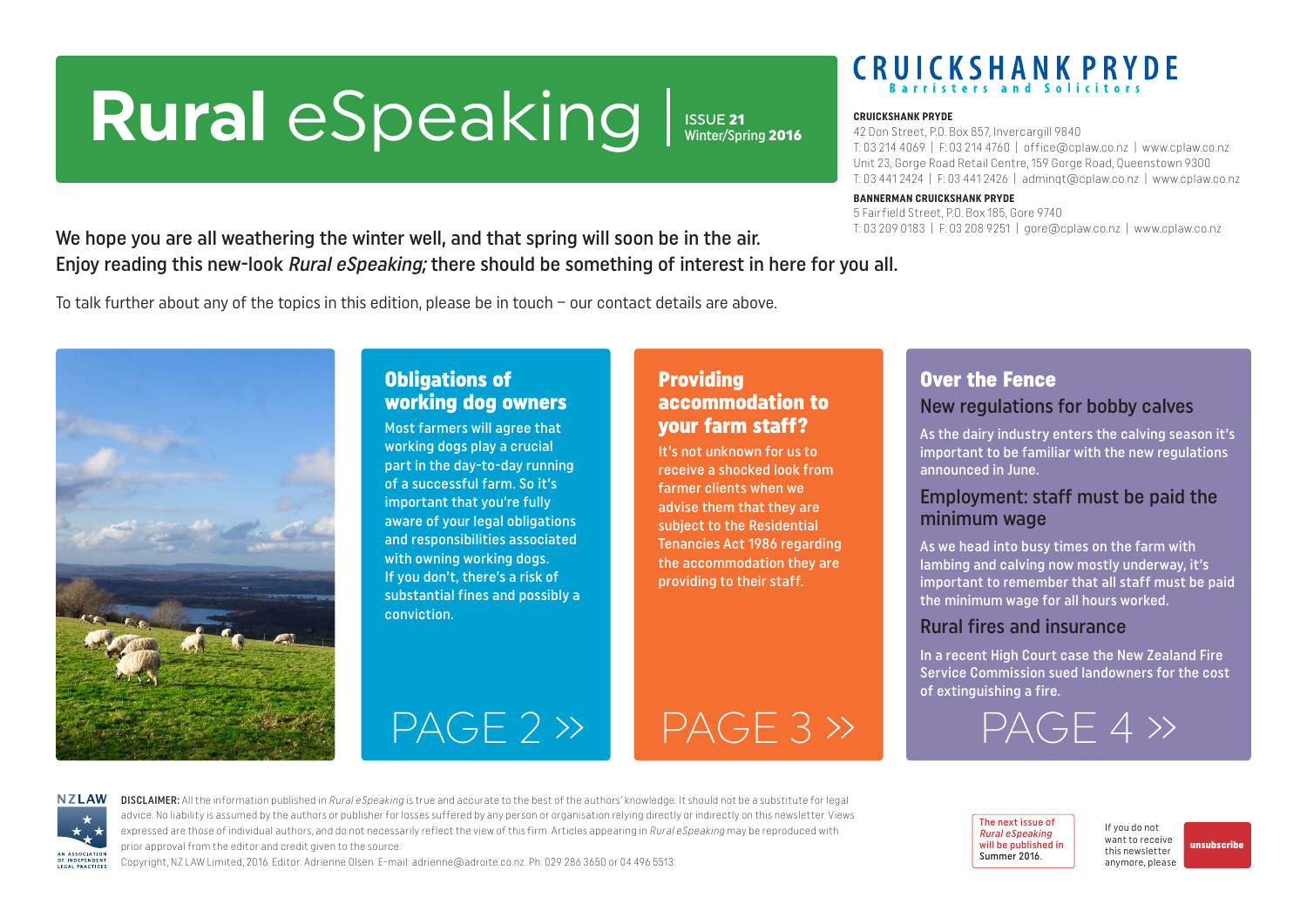# Rural eSpeaking

ISSUE **21**
Winter/Spring **2016**

**CRUICKSHANK PRYDE**
Barristers and Solicitors

**CRUICKSHANK PRYDE**
42 Don Street, P.O. Box 857, Invercargill 9840
T: 03 214 4069 | F: 03 214 4760 | office@cplaw.co.nz | www.cplaw.co.nz
Unit 23, Gorge Road Retail Centre, 159 Gorge Road, Queenstown 9300
T: 03 441 2424 | F: 03 441 2426 | adminqt@cplaw.co.nz | www.cplaw.co.nz

**BANNERMAN CRUICKSHANK PRYDE**
5 Fairfield Street, P.O. Box 185, Gore 9740
T: 03 209 0183 | F: 03 208 9251 | gore@cplaw.co.nz | www.cplaw.co.nz

We hope you are all weathering the winter well, and that spring will soon be in the air.
Enjoy reading this new-look *Rural eSpeaking;* there should be something of interest in here for you all.

To talk further about any of the topics in this edition, please be in touch – our contact details are above.

## Obligations of working dog owners

Most farmers will agree that working dogs play a crucial part in the day-to-day running of a successful farm. So it's important that you're fully aware of your legal obligations and responsibilities associated with owning working dogs. If you don't, there's a risk of substantial fines and possibly a conviction.

PAGE 2 »

## Providing accommodation to your farm staff?

It's not unknown for us to receive a shocked look from farmer clients when we advise them that they are subject to the Residential Tenancies Act 1986 regarding the accommodation they are providing to their staff.

PAGE 3 »

## Over the Fence

### New regulations for bobby calves

As the dairy industry enters the calving season it's important to be familiar with the new regulations announced in June.

### Employment: staff must be paid the minimum wage

As we head into busy times on the farm with lambing and calving now mostly underway, it's important to remember that all staff must be paid the minimum wage for all hours worked.

### Rural fires and insurance

In a recent High Court case the New Zealand Fire Service Commission sued landowners for the cost of extinguishing a fire.

PAGE 4 »

NZLAW
AN ASSOCIATION OF INDEPENDENT LEGAL PRACTICES

**DISCLAIMER:** All the information published in *Rural eSpeaking* is true and accurate to the best of the authors' knowledge. It should not be a substitute for legal advice. No liability is assumed by the authors or publisher for losses suffered by any person or organisation relying directly or indirectly on this newsletter. Views expressed are those of individual authors, and do not necessarily reflect the view of this firm. Articles appearing in *Rural eSpeaking* may be reproduced with prior approval from the editor and credit given to the source.
Copyright, NZ LAW Limited, 2016. Editor: Adrienne Olsen. E-mail: adrienne@adroite.co.nz. Ph: 029 286 3650 or 04 496 5513.

The next issue of *Rural eSpeaking* will be published in Summer 2016.

If you do not want to receive this newsletter anymore, please **unsubscribe**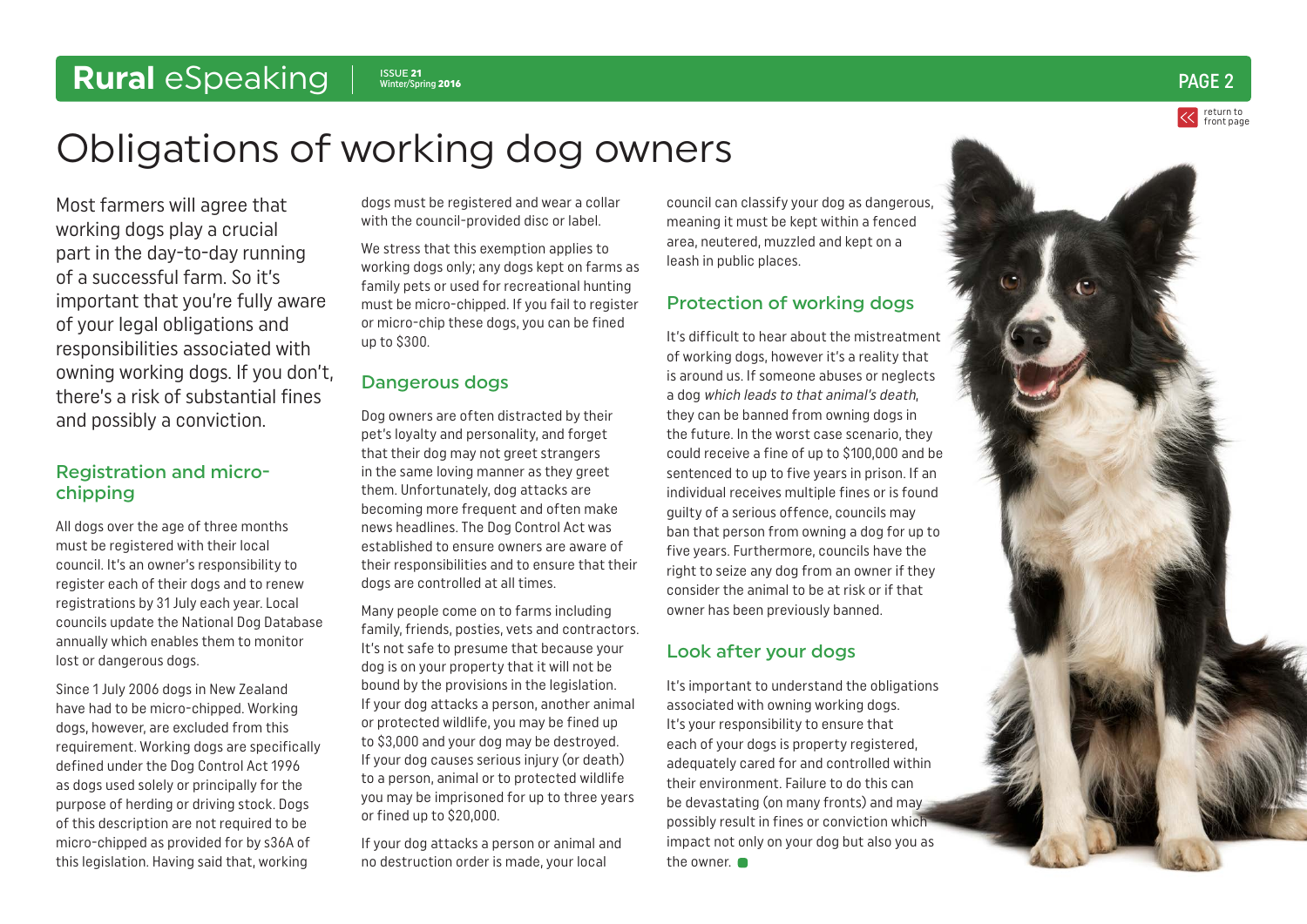# Obligations of working dog owners

Most farmers will agree that working dogs play a crucial part in the day-to-day running of a successful farm. So it's important that you're fully aware of your legal obligations and responsibilities associated with owning working dogs. If you don't, there's a risk of substantial fines and possibly a conviction.

## Registration and micro-chipping

All dogs over the age of three months must be registered with their local council. It's an owner's responsibility to register each of their dogs and to renew registrations by 31 July each year. Local councils update the National Dog Database annually which enables them to monitor lost or dangerous dogs.

Since 1 July 2006 dogs in New Zealand have had to be micro-chipped. Working dogs, however, are excluded from this requirement. Working dogs are specifically defined under the Dog Control Act 1996 as dogs used solely or principally for the purpose of herding or driving stock. Dogs of this description are not required to be micro-chipped as provided for by s36A of this legislation. Having said that, working dogs must be registered and wear a collar with the council-provided disc or label.

We stress that this exemption applies to working dogs only; any dogs kept on farms as family pets or used for recreational hunting must be micro-chipped. If you fail to register or micro-chip these dogs, you can be fined up to $300.

## Dangerous dogs

Dog owners are often distracted by their pet's loyalty and personality, and forget that their dog may not greet strangers in the same loving manner as they greet them. Unfortunately, dog attacks are becoming more frequent and often make news headlines. The Dog Control Act was established to ensure owners are aware of their responsibilities and to ensure that their dogs are controlled at all times.

Many people come on to farms including family, friends, posties, vets and contractors. It's not safe to presume that because your dog is on your property that it will not be bound by the provisions in the legislation. If your dog attacks a person, another animal or protected wildlife, you may be fined up to $3,000 and your dog may be destroyed. If your dog causes serious injury (or death) to a person, animal or to protected wildlife you may be imprisoned for up to three years or fined up to $20,000.

If your dog attacks a person or animal and no destruction order is made, your local council can classify your dog as dangerous, meaning it must be kept within a fenced area, neutered, muzzled and kept on a leash in public places.

## Protection of working dogs

It's difficult to hear about the mistreatment of working dogs, however it's a reality that is around us. If someone abuses or neglects a dog *which leads to that animal's death*, they can be banned from owning dogs in the future. In the worst case scenario, they could receive a fine of up to $100,000 and be sentenced to up to five years in prison. If an individual receives multiple fines or is found guilty of a serious offence, councils may ban that person from owning a dog for up to five years. Furthermore, councils have the right to seize any dog from an owner if they consider the animal to be at risk or if that owner has been previously banned.

## Look after your dogs

It's important to understand the obligations associated with owning working dogs. It's your responsibility to ensure that each of your dogs is property registered, adequately cared for and controlled within their environment. Failure to do this can be devastating (on many fronts) and may possibly result in fines or conviction which impact not only on your dog but also you as the owner.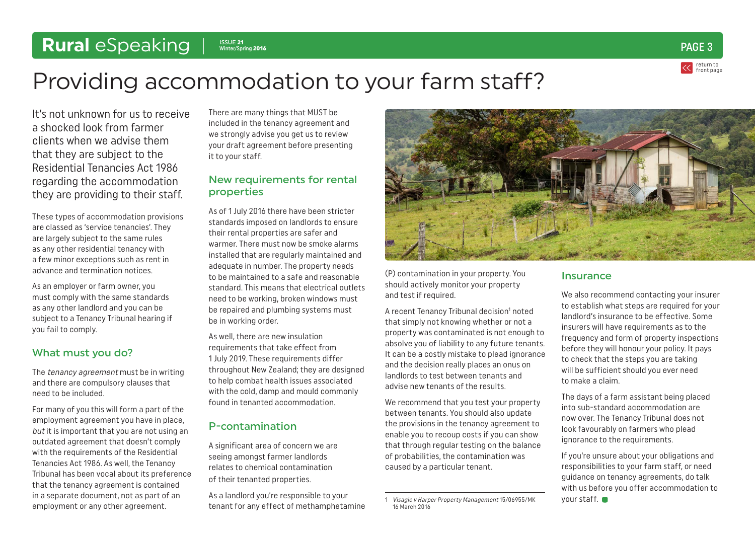# Providing accommodation to your farm staff?

It's not unknown for us to receive a shocked look from farmer clients when we advise them that they are subject to the Residential Tenancies Act 1986 regarding the accommodation they are providing to their staff.

These types of accommodation provisions are classed as 'service tenancies'. They are largely subject to the same rules as any other residential tenancy with a few minor exceptions such as rent in advance and termination notices.

As an employer or farm owner, you must comply with the same standards as any other landlord and you can be subject to a Tenancy Tribunal hearing if you fail to comply.

## What must you do?

The *tenancy agreement* must be in writing and there are compulsory clauses that need to be included.

For many of you this will form a part of the employment agreement you have in place, *but* it is important that you are not using an outdated agreement that doesn't comply with the requirements of the Residential Tenancies Act 1986. As well, the Tenancy Tribunal has been vocal about its preference that the tenancy agreement is contained in a separate document, not as part of an employment or any other agreement.

There are many things that MUST be included in the tenancy agreement and we strongly advise you get us to review your draft agreement before presenting it to your staff.

## New requirements for rental properties

As of 1 July 2016 there have been stricter standards imposed on landlords to ensure their rental properties are safer and warmer. There must now be smoke alarms installed that are regularly maintained and adequate in number. The property needs to be maintained to a safe and reasonable standard. This means that electrical outlets need to be working, broken windows must be repaired and plumbing systems must be in working order.

As well, there are new insulation requirements that take effect from 1 July 2019. These requirements differ throughout New Zealand; they are designed to help combat health issues associated with the cold, damp and mould commonly found in tenanted accommodation.

## P-contamination

A significant area of concern we are seeing amongst farmer landlords relates to chemical contamination of their tenanted properties.

As a landlord you're responsible to your tenant for any effect of methamphetamine (P) contamination in your property. You should actively monitor your property and test if required.

A recent Tenancy Tribunal decision[1] noted that simply not knowing whether or not a property was contaminated is not enough to absolve you of liability to any future tenants. It can be a costly mistake to plead ignorance and the decision really places an onus on landlords to test between tenants and advise new tenants of the results.

We recommend that you test your property between tenants. You should also update the provisions in the tenancy agreement to enable you to recoup costs if you can show that through regular testing on the balance of probabilities, the contamination was caused by a particular tenant.

## Insurance

We also recommend contacting your insurer to establish what steps are required for your landlord's insurance to be effective. Some insurers will have requirements as to the frequency and form of property inspections before they will honour your policy. It pays to check that the steps you are taking will be sufficient should you ever need to make a claim.

The days of a farm assistant being placed into sub-standard accommodation are now over. The Tenancy Tribunal does not look favourably on farmers who plead ignorance to the requirements.

If you're unsure about your obligations and responsibilities to your farm staff, or need guidance on tenancy agreements, do talk with us before you offer accommodation to your staff.

---

1 *Visagie v Harper Property Management* 15/06955/MK 16 March 2016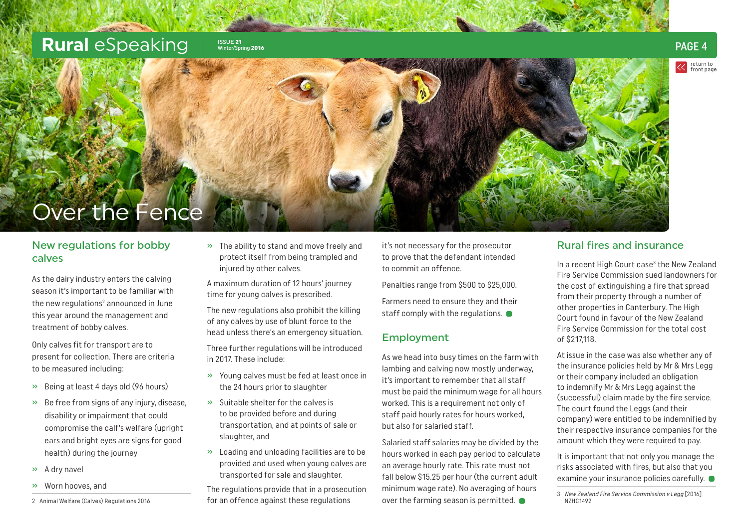# Over the Fence

## New regulations for bobby calves

As the dairy industry enters the calving season it's important to be familiar with the new regulations[2] announced in June this year around the management and treatment of bobby calves.

Only calves fit for transport are to present for collection. There are criteria to be measured including:

- Being at least 4 days old (96 hours)
- Be free from signs of any injury, disease, disability or impairment that could compromise the calf's welfare (upright ears and bright eyes are signs for good health) during the journey
- A dry navel
- Worn hooves, and
- The ability to stand and move freely and protect itself from being trampled and injured by other calves.

A maximum duration of 12 hours' journey time for young calves is prescribed.

The new regulations also prohibit the killing of any calves by use of blunt force to the head unless there's an emergency situation.

Three further regulations will be introduced in 2017. These include:

- Young calves must be fed at least once in the 24 hours prior to slaughter
- Suitable shelter for the calves is to be provided before and during transportation, and at points of sale or slaughter, and
- Loading and unloading facilities are to be provided and used when young calves are transported for sale and slaughter.

The regulations provide that in a prosecution for an offence against these regulations it's not necessary for the prosecutor to prove that the defendant intended to commit an offence.

Penalties range from $500 to $25,000.

Farmers need to ensure they and their staff comply with the regulations.

2 Animal Welfare (Calves) Regulations 2016

## Employment

As we head into busy times on the farm with lambing and calving now mostly underway, it's important to remember that all staff must be paid the minimum wage for all hours worked. This is a requirement not only of staff paid hourly rates for hours worked, but also for salaried staff.

Salaried staff salaries may be divided by the hours worked in each pay period to calculate an average hourly rate. This rate must not fall below $15.25 per hour (the current adult minimum wage rate). No averaging of hours over the farming season is permitted.

## Rural fires and insurance

In a recent High Court case[3] the New Zealand Fire Service Commission sued landowners for the cost of extinguishing a fire that spread from their property through a number of other properties in Canterbury. The High Court found in favour of the New Zealand Fire Service Commission for the total cost of $217,118.

At issue in the case was also whether any of the insurance policies held by Mr & Mrs Legg or their company included an obligation to indemnify Mr & Mrs Legg against the (successful) claim made by the fire service. The court found the Leggs (and their company) were entitled to be indemnified by their respective insurance companies for the amount which they were required to pay.

It is important that not only you manage the risks associated with fires, but also that you examine your insurance policies carefully.

3 *New Zealand Fire Service Commission v Legg* [2016] NZHC1492